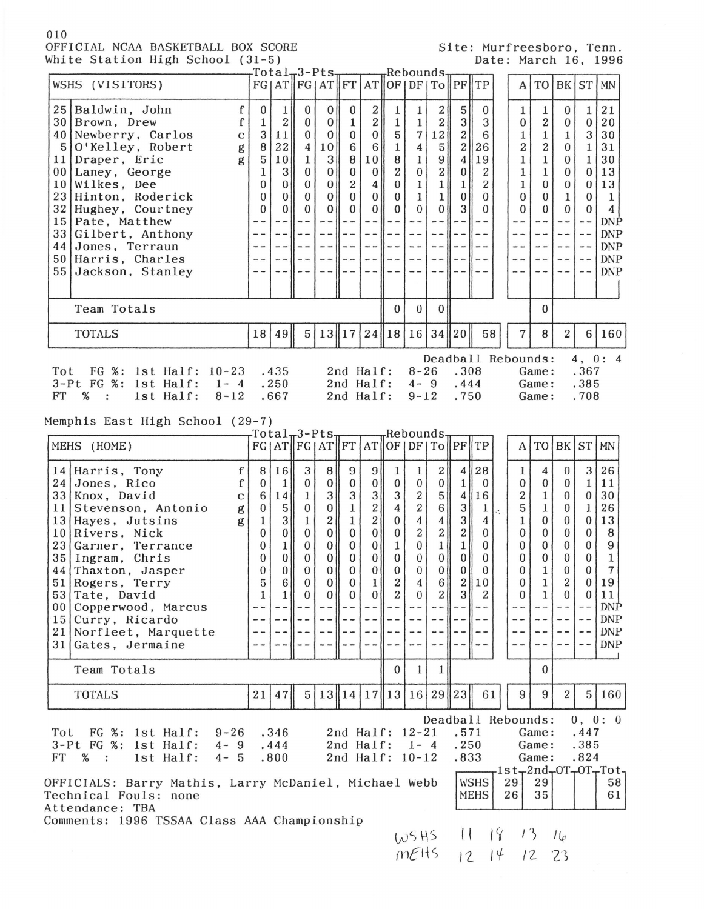010

OFFICIAL NCAA BASKETBALL BOX SCORE
White Station High School (31-5)

Site: Murfreesboro, Tenn.
Date: March 16, 1996

| # | WSHS (VISITORS) | Pos | Total FG | Total AT | 3-Pts FG | 3-Pts AT | FT | AT | Rebounds OF | DF | To | PF | TP | A | TO | BK | ST | MN |
|---|---|---|---|---|---|---|---|---|---|---|---|---|---|---|---|---|---|---|
| 25 | Baldwin, John | f | 0 | 1 | 0 | 0 | 0 | 2 | 1 | 1 | 2 | 5 | 0 | 1 | 1 | 0 | 1 | 21 |
| 30 | Brown, Drew | f | 1 | 2 | 0 | 0 | 1 | 2 | 1 | 1 | 2 | 3 | 3 | 0 | 2 | 0 | 0 | 20 |
| 40 | Newberry, Carlos | c | 3 | 11 | 0 | 0 | 0 | 0 | 5 | 7 | 12 | 2 | 6 | 1 | 1 | 1 | 3 | 30 |
| 5 | O'Kelley, Robert | g | 8 | 22 | 4 | 10 | 6 | 6 | 1 | 4 | 5 | 2 | 26 | 2 | 2 | 0 | 1 | 31 |
| 11 | Draper, Eric | g | 5 | 10 | 1 | 3 | 8 | 10 | 8 | 1 | 9 | 4 | 19 | 1 | 1 | 0 | 1 | 30 |
| 00 | Laney, George | | 1 | 3 | 0 | 0 | 0 | 0 | 2 | 0 | 2 | 0 | 2 | 1 | 1 | 0 | 0 | 13 |
| 10 | Wilkes, Dee | | 0 | 0 | 0 | 0 | 2 | 4 | 0 | 1 | 1 | 1 | 2 | 1 | 0 | 0 | 0 | 13 |
| 23 | Hinton, Roderick | | 0 | 0 | 0 | 0 | 0 | 0 | 0 | 1 | 1 | 0 | 0 | 0 | 0 | 1 | 0 | 1 |
| 32 | Hughey, Courtney | | 0 | 0 | 0 | 0 | 0 | 0 | 0 | 0 | 0 | 3 | 0 | 0 | 0 | 0 | 0 | 4 |
| 15 | Pate, Matthew | | -- | -- | -- | -- | -- | -- | -- | -- | -- | -- | -- | -- | -- | -- | -- | DNP |
| 33 | Gilbert, Anthony | | -- | -- | -- | -- | -- | -- | -- | -- | -- | -- | -- | -- | -- | -- | -- | DNP |
| 44 | Jones, Terraun | | -- | -- | -- | -- | -- | -- | -- | -- | -- | -- | -- | -- | -- | -- | -- | DNP |
| 50 | Harris, Charles | | -- | -- | -- | -- | -- | -- | -- | -- | -- | -- | -- | -- | -- | -- | -- | DNP |
| 55 | Jackson, Stanley | | -- | -- | -- | -- | -- | -- | -- | -- | -- | -- | -- | -- | -- | -- | -- | DNP |
| | Team Totals | | | | | | | | 0 | 0 | 0 | | | | 0 | | | |
| | TOTALS | | 18 | 49 | 5 | 13 | 17 | 24 | 18 | 16 | 34 | 20 | 58 | 7 | 8 | 2 | 6 | 160 |

Deadball Rebounds: 4, 0: 4

Tot FG %: 1st Half: 10-23 .435 2nd Half: 8-26 .308 Game: .367
3-Pt FG %: 1st Half: 1- 4 .250 2nd Half: 4- 9 .444 Game: .385
FT % : 1st Half: 8-12 .667 2nd Half: 9-12 .750 Game: .708

Memphis East High School (29-7)

| # | MEHS (HOME) | Pos | Total FG | Total AT | 3-Pts FG | 3-Pts AT | FT | AT | Rebounds OF | DF | To | PF | TP | A | TO | BK | ST | MN |
|---|---|---|---|---|---|---|---|---|---|---|---|---|---|---|---|---|---|---|
| 14 | Harris, Tony | f | 8 | 16 | 3 | 8 | 9 | 9 | 1 | 1 | 2 | 4 | 28 | 1 | 4 | 0 | 3 | 26 |
| 24 | Jones, Rico | f | 0 | 1 | 0 | 0 | 0 | 0 | 0 | 0 | 0 | 1 | 0 | 0 | 0 | 0 | 1 | 11 |
| 33 | Knox, David | c | 6 | 14 | 1 | 3 | 3 | 3 | 3 | 2 | 5 | 4 | 16 | 2 | 1 | 0 | 0 | 30 |
| 11 | Stevenson, Antonio | g | 0 | 5 | 0 | 0 | 1 | 2 | 4 | 2 | 6 | 3 | 1 | 5 | 1 | 0 | 1 | 26 |
| 13 | Hayes, Jutsins | g | 1 | 3 | 1 | 2 | 1 | 2 | 0 | 4 | 4 | 3 | 4 | 1 | 0 | 0 | 0 | 13 |
| 10 | Rivers, Nick | | 0 | 0 | 0 | 0 | 0 | 0 | 0 | 2 | 2 | 2 | 0 | 0 | 0 | 0 | 0 | 8 |
| 23 | Garner, Terrance | | 0 | 1 | 0 | 0 | 0 | 0 | 1 | 0 | 1 | 1 | 0 | 0 | 0 | 0 | 0 | 9 |
| 35 | Ingram, Chris | | 0 | 0 | 0 | 0 | 0 | 0 | 0 | 0 | 0 | 0 | 0 | 0 | 0 | 0 | 0 | 1 |
| 44 | Thaxton, Jasper | | 0 | 0 | 0 | 0 | 0 | 0 | 0 | 0 | 0 | 0 | 0 | 0 | 1 | 0 | 0 | 7 |
| 51 | Rogers, Terry | | 5 | 6 | 0 | 0 | 0 | 1 | 2 | 4 | 6 | 2 | 10 | 0 | 1 | 2 | 0 | 19 |
| 53 | Tate, David | | 1 | 1 | 0 | 0 | 0 | 0 | 2 | 0 | 2 | 3 | 2 | 0 | 1 | 0 | 0 | 11 |
| 00 | Copperwood, Marcus | | -- | -- | -- | -- | -- | -- | -- | -- | -- | -- | -- | -- | -- | -- | -- | DNP |
| 15 | Curry, Ricardo | | -- | -- | -- | -- | -- | -- | -- | -- | -- | -- | -- | -- | -- | -- | -- | DNP |
| 21 | Norfleet, Marquette | | -- | -- | -- | -- | -- | -- | -- | -- | -- | -- | -- | -- | -- | -- | -- | DNP |
| 31 | Gates, Jermaine | | -- | -- | -- | -- | -- | -- | -- | -- | -- | -- | -- | -- | -- | -- | -- | DNP |
| | Team Totals | | | | | | | | 0 | 1 | 1 | | | | 0 | | | |
| | TOTALS | | 21 | 47 | 5 | 13 | 14 | 17 | 13 | 16 | 29 | 23 | 61 | 9 | 9 | 2 | 5 | 160 |

Deadball Rebounds: 0, 0: 0

Tot FG %: 1st Half: 9-26 .346 2nd Half: 12-21 .571 Game: .447
3-Pt FG %: 1st Half: 4- 9 .444 2nd Half: 1- 4 .250 Game: .385
FT % : 1st Half: 4- 5 .800 2nd Half: 10-12 .833 Game: .824

OFFICIALS: Barry Mathis, Larry McDaniel, Michael Webb
Technical Fouls: none
Attendance: TBA
Comments: 1996 TSSAA Class AAA Championship

| | 1st | 2nd | OT | OT | Tot |
|---|---|---|---|---|---|
| WSHS | 29 | 29 | | | 58 |
| MEHS | 26 | 35 | | | 61 |

WSHS 11 18 13 16
MEHS 12 14 12 23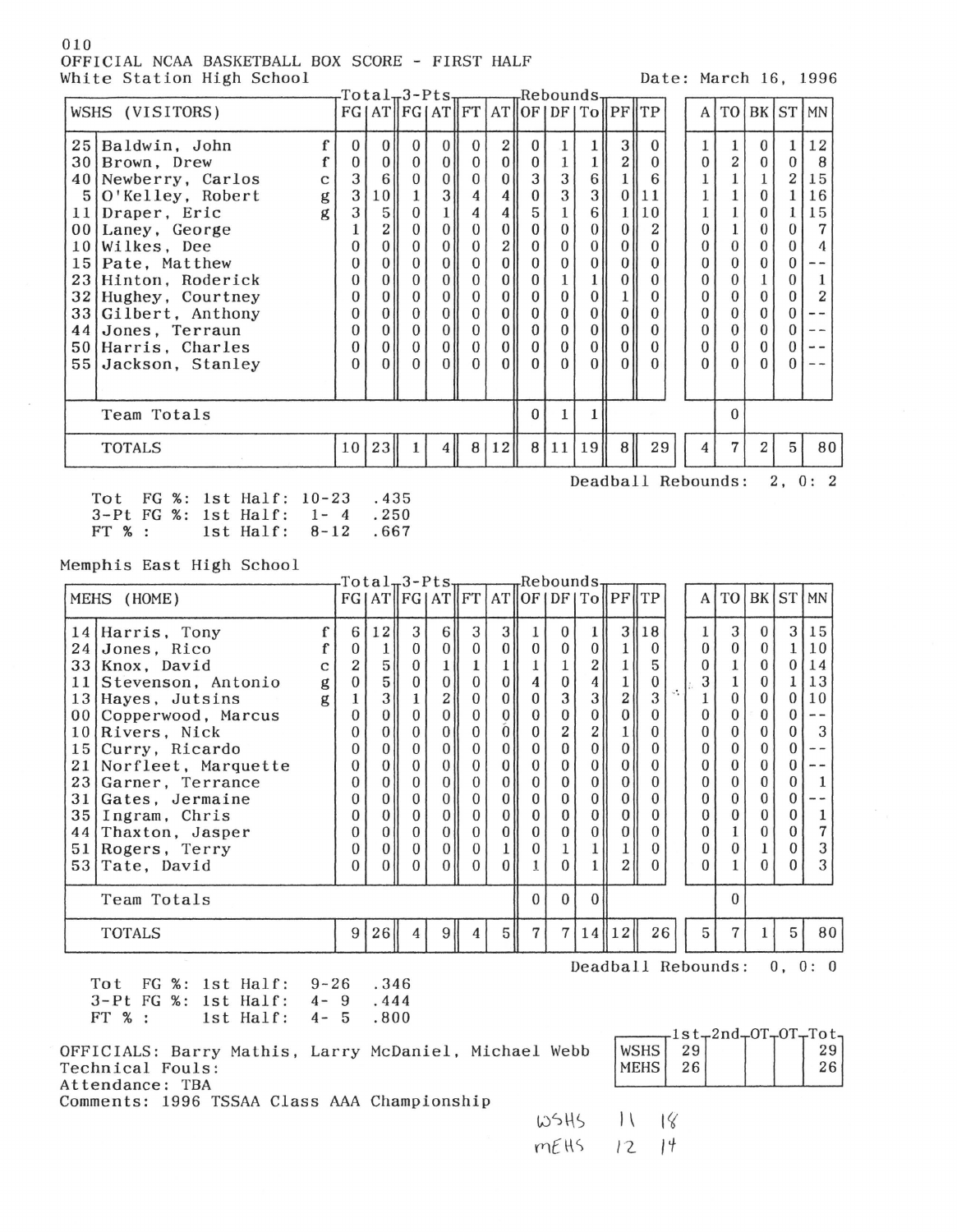010
OFFICIAL NCAA BASKETBALL BOX SCORE - FIRST HALF

White Station High School

Date: March 16, 1996

| # | WSHS (VISITORS) | | Total FG | Total AT | 3-Pts FG | 3-Pts AT | FT | AT | Rebounds OF | Rebounds DF | Rebounds To | PF | TP | A | TO | BK | ST | MN |
|---|---|---|---|---|---|---|---|---|---|---|---|---|---|---|---|---|---|---|
| 25 | Baldwin, John | f | 0 | 0 | 0 | 0 | 0 | 2 | 0 | 1 | 1 | 3 | 0 | 1 | 1 | 0 | 1 | 12 |
| 30 | Brown, Drew | f | 0 | 0 | 0 | 0 | 0 | 0 | 0 | 1 | 1 | 2 | 0 | 0 | 2 | 0 | 0 | 8 |
| 40 | Newberry, Carlos | c | 3 | 6 | 0 | 0 | 0 | 0 | 3 | 3 | 6 | 1 | 6 | 1 | 1 | 1 | 2 | 15 |
| 5 | O'Kelley, Robert | g | 3 | 10 | 1 | 3 | 4 | 4 | 0 | 3 | 3 | 0 | 11 | 1 | 1 | 0 | 1 | 16 |
| 11 | Draper, Eric | g | 3 | 5 | 0 | 1 | 4 | 4 | 5 | 1 | 6 | 1 | 10 | 1 | 1 | 0 | 1 | 15 |
| 00 | Laney, George | | 1 | 2 | 0 | 0 | 0 | 0 | 0 | 0 | 0 | 0 | 2 | 0 | 1 | 0 | 0 | 7 |
| 10 | Wilkes, Dee | | 0 | 0 | 0 | 0 | 0 | 2 | 0 | 0 | 0 | 0 | 0 | 0 | 0 | 0 | 0 | 4 |
| 15 | Pate, Matthew | | 0 | 0 | 0 | 0 | 0 | 0 | 0 | 0 | 0 | 0 | 0 | 0 | 0 | 0 | 0 | -- |
| 23 | Hinton, Roderick | | 0 | 0 | 0 | 0 | 0 | 0 | 0 | 1 | 1 | 0 | 0 | 0 | 0 | 1 | 0 | 1 |
| 32 | Hughey, Courtney | | 0 | 0 | 0 | 0 | 0 | 0 | 0 | 0 | 0 | 1 | 0 | 0 | 0 | 0 | 0 | 2 |
| 33 | Gilbert, Anthony | | 0 | 0 | 0 | 0 | 0 | 0 | 0 | 0 | 0 | 0 | 0 | 0 | 0 | 0 | 0 | -- |
| 44 | Jones, Terraun | | 0 | 0 | 0 | 0 | 0 | 0 | 0 | 0 | 0 | 0 | 0 | 0 | 0 | 0 | 0 | -- |
| 50 | Harris, Charles | | 0 | 0 | 0 | 0 | 0 | 0 | 0 | 0 | 0 | 0 | 0 | 0 | 0 | 0 | 0 | -- |
| 55 | Jackson, Stanley | | 0 | 0 | 0 | 0 | 0 | 0 | 0 | 0 | 0 | 0 | 0 | 0 | 0 | 0 | 0 | -- |
| | Team Totals | | | | | | | | 0 | 1 | 1 | | | | 0 | | | |
| | TOTALS | | 10 | 23 | 1 | 4 | 8 | 12 | 8 | 11 | 19 | 8 | 29 | 4 | 7 | 2 | 5 | 80 |

Deadball Rebounds: 2, 0: 2

Tot FG %: 1st Half: 10-23 .435
3-Pt FG %: 1st Half: 1- 4 .250
FT % : 1st Half: 8-12 .667

Memphis East High School

| # | MEHS (HOME) | | Total FG | Total AT | 3-Pts FG | 3-Pts AT | FT | AT | Rebounds OF | Rebounds DF | Rebounds To | PF | TP | A | TO | BK | ST | MN |
|---|---|---|---|---|---|---|---|---|---|---|---|---|---|---|---|---|---|---|
| 14 | Harris, Tony | f | 6 | 12 | 3 | 6 | 3 | 3 | 1 | 0 | 1 | 3 | 18 | 1 | 3 | 0 | 3 | 15 |
| 24 | Jones, Rico | f | 0 | 1 | 0 | 0 | 0 | 0 | 0 | 0 | 0 | 1 | 0 | 0 | 0 | 0 | 1 | 10 |
| 33 | Knox, David | c | 2 | 5 | 0 | 1 | 1 | 1 | 1 | 1 | 2 | 1 | 5 | 0 | 1 | 0 | 0 | 14 |
| 11 | Stevenson, Antonio | g | 0 | 5 | 0 | 0 | 0 | 0 | 4 | 0 | 4 | 1 | 0 | 3 | 1 | 0 | 1 | 13 |
| 13 | Hayes, Jutsins | g | 1 | 3 | 1 | 2 | 0 | 0 | 0 | 3 | 3 | 2 | 3 | 1 | 0 | 0 | 0 | 10 |
| 00 | Copperwood, Marcus | | 0 | 0 | 0 | 0 | 0 | 0 | 0 | 0 | 0 | 0 | 0 | 0 | 0 | 0 | 0 | -- |
| 10 | Rivers, Nick | | 0 | 0 | 0 | 0 | 0 | 0 | 0 | 2 | 2 | 1 | 0 | 0 | 0 | 0 | 0 | 3 |
| 15 | Curry, Ricardo | | 0 | 0 | 0 | 0 | 0 | 0 | 0 | 0 | 0 | 0 | 0 | 0 | 0 | 0 | 0 | -- |
| 21 | Norfleet, Marquette | | 0 | 0 | 0 | 0 | 0 | 0 | 0 | 0 | 0 | 0 | 0 | 0 | 0 | 0 | 0 | -- |
| 23 | Garner, Terrance | | 0 | 0 | 0 | 0 | 0 | 0 | 0 | 0 | 0 | 0 | 0 | 0 | 0 | 0 | 0 | 1 |
| 31 | Gates, Jermaine | | 0 | 0 | 0 | 0 | 0 | 0 | 0 | 0 | 0 | 0 | 0 | 0 | 0 | 0 | 0 | -- |
| 35 | Ingram, Chris | | 0 | 0 | 0 | 0 | 0 | 0 | 0 | 0 | 0 | 0 | 0 | 0 | 0 | 0 | 0 | 1 |
| 44 | Thaxton, Jasper | | 0 | 0 | 0 | 0 | 0 | 0 | 0 | 0 | 0 | 0 | 0 | 0 | 1 | 0 | 0 | 7 |
| 51 | Rogers, Terry | | 0 | 0 | 0 | 0 | 0 | 1 | 0 | 1 | 1 | 1 | 0 | 0 | 0 | 1 | 0 | 3 |
| 53 | Tate, David | | 0 | 0 | 0 | 0 | 0 | 0 | 1 | 0 | 1 | 2 | 0 | 0 | 1 | 0 | 0 | 3 |
| | Team Totals | | | | | | | | 0 | 0 | 0 | | | | 0 | | | |
| | TOTALS | | 9 | 26 | 4 | 9 | 4 | 5 | 7 | 7 | 14 | 12 | 26 | 5 | 7 | 1 | 5 | 80 |

Deadball Rebounds: 0, 0: 0

Tot FG %: 1st Half: 9-26 .346
3-Pt FG %: 1st Half: 4- 9 .444
FT % : 1st Half: 4- 5 .800

OFFICIALS: Barry Mathis, Larry McDaniel, Michael Webb
Technical Fouls:
Attendance: TBA
Comments: 1996 TSSAA Class AAA Championship

| | 1st | 2nd | OT | OT | Tot |
|---|---|---|---|---|---|
| WSHS | 29 | | | | 29 |
| MEHS | 26 | | | | 26 |

WSHS 11 18
MEHS 12 14